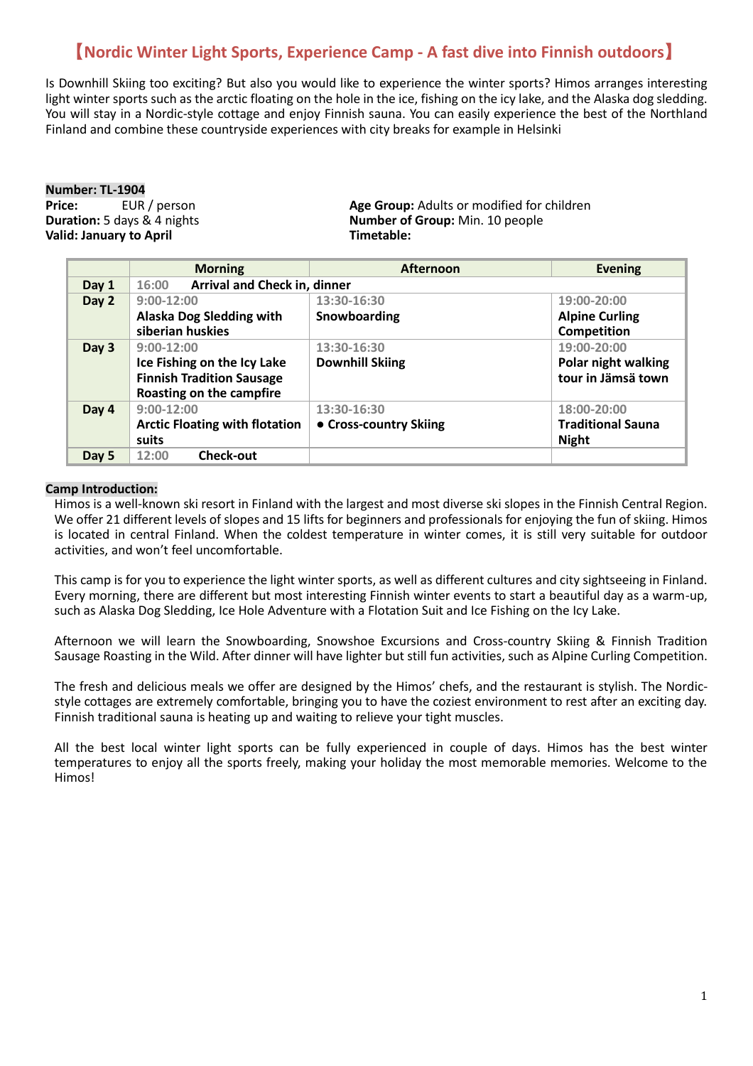# 【Nordic Winter Light Sports, Experience Camp - A fast dive into Finnish outdoors】

Is Downhill Skiing too exciting? But also you would like to experience the winter sports? Himos arranges interesting light winter sports such as the arctic floating on the hole in the ice, fishing on the icy lake, and the Alaska dog sledding. You will stay in a Nordic-style cottage and enjoy Finnish sauna. You can easily experience the best of the Northland Finland and combine these countryside experiences with city breaks for example in Helsinki

**Number: TL-1904**
**Price:** EUR / person
**Duration:** 5 days & 4 nights
**Valid: January to April**

**Age Group:** Adults or modified for children
**Number of Group:** Min. 10 people
**Timetable:**

| | Morning | Afternoon | Evening |
|---|---|---|---|
| **Day 1** | 16:00 **Arrival and Check in, dinner** | | |
| **Day 2** | 9:00-12:00 **Alaska Dog Sledding with siberian huskies** | 13:30-16:30 **Snowboarding** | 19:00-20:00 **Alpine Curling Competition** |
| **Day 3** | 9:00-12:00 **Ice Fishing on the Icy Lake Finnish Tradition Sausage Roasting on the campfire** | 13:30-16:30 **Downhill Skiing** | 19:00-20:00 **Polar night walking tour in Jämsä town** |
| **Day 4** | 9:00-12:00 **Arctic Floating with flotation suits** | 13:30-16:30 **● Cross-country Skiing** | 18:00-20:00 **Traditional Sauna Night** |
| **Day 5** | 12:00 **Check-out** | | |

**Camp Introduction:**

Himos is a well-known ski resort in Finland with the largest and most diverse ski slopes in the Finnish Central Region. We offer 21 different levels of slopes and 15 lifts for beginners and professionals for enjoying the fun of skiing. Himos is located in central Finland. When the coldest temperature in winter comes, it is still very suitable for outdoor activities, and won't feel uncomfortable.

This camp is for you to experience the light winter sports, as well as different cultures and city sightseeing in Finland. Every morning, there are different but most interesting Finnish winter events to start a beautiful day as a warm-up, such as Alaska Dog Sledding, Ice Hole Adventure with a Flotation Suit and Ice Fishing on the Icy Lake.

Afternoon we will learn the Snowboarding, Snowshoe Excursions and Cross-country Skiing & Finnish Tradition Sausage Roasting in the Wild. After dinner will have lighter but still fun activities, such as Alpine Curling Competition.

The fresh and delicious meals we offer are designed by the Himos' chefs, and the restaurant is stylish. The Nordic-style cottages are extremely comfortable, bringing you to have the coziest environment to rest after an exciting day. Finnish traditional sauna is heating up and waiting to relieve your tight muscles.

All the best local winter light sports can be fully experienced in couple of days. Himos has the best winter temperatures to enjoy all the sports freely, making your holiday the most memorable memories. Welcome to the Himos!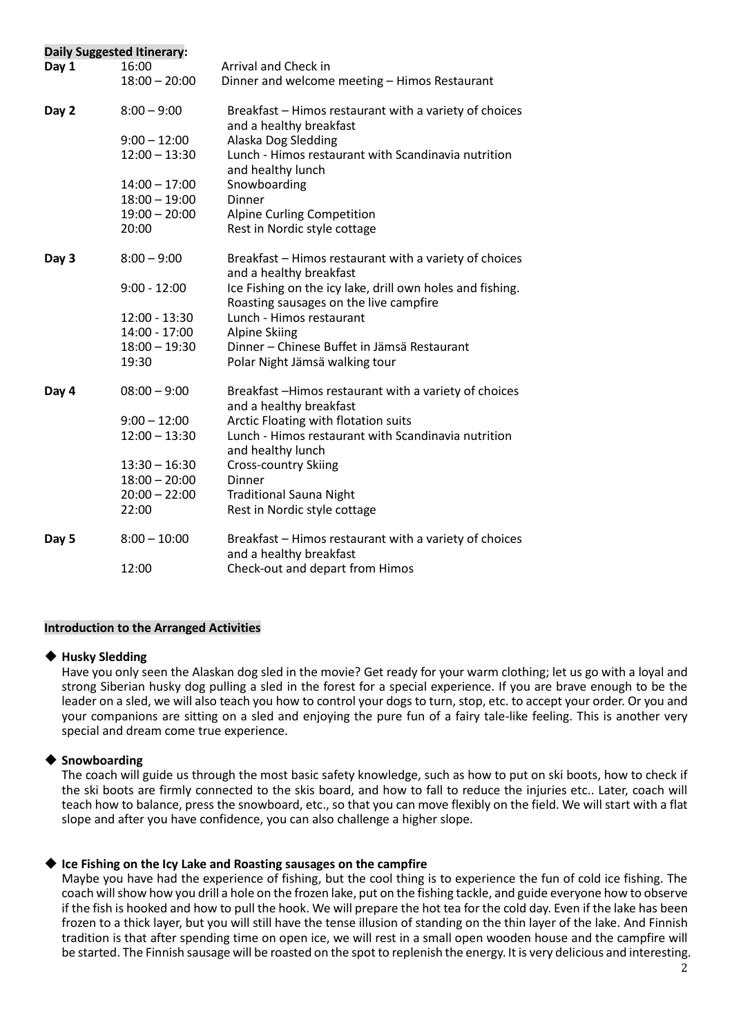**Daily Suggested Itinerary:**

| Day | Time | Activity |
|---|---|---|
| **Day 1** | 16:00 | Arrival and Check in |
| | 18:00 – 20:00 | Dinner and welcome meeting – Himos Restaurant |
| **Day 2** | 8:00 – 9:00 | Breakfast – Himos restaurant with a variety of choices and a healthy breakfast |
| | 9:00 – 12:00 | Alaska Dog Sledding |
| | 12:00 – 13:30 | Lunch - Himos restaurant with Scandinavia nutrition and healthy lunch |
| | 14:00 – 17:00 | Snowboarding |
| | 18:00 – 19:00 | Dinner |
| | 19:00 – 20:00 | Alpine Curling Competition |
| | 20:00 | Rest in Nordic style cottage |
| **Day 3** | 8:00 – 9:00 | Breakfast – Himos restaurant with a variety of choices and a healthy breakfast |
| | 9:00 - 12:00 | Ice Fishing on the icy lake, drill own holes and fishing. Roasting sausages on the live campfire |
| | 12:00 - 13:30 | Lunch - Himos restaurant |
| | 14:00 - 17:00 | Alpine Skiing |
| | 18:00 – 19:30 | Dinner – Chinese Buffet in Jämsä Restaurant |
| | 19:30 | Polar Night Jämsä walking tour |
| **Day 4** | 08:00 – 9:00 | Breakfast –Himos restaurant with a variety of choices and a healthy breakfast |
| | 9:00 – 12:00 | Arctic Floating with flotation suits |
| | 12:00 – 13:30 | Lunch - Himos restaurant with Scandinavia nutrition and healthy lunch |
| | 13:30 – 16:30 | Cross-country Skiing |
| | 18:00 – 20:00 | Dinner |
| | 20:00 – 22:00 | Traditional Sauna Night |
| | 22:00 | Rest in Nordic style cottage |
| **Day 5** | 8:00 – 10:00 | Breakfast – Himos restaurant with a variety of choices and a healthy breakfast |
| | 12:00 | Check-out and depart from Himos |

**Introduction to the Arranged Activities**

◆ **Husky Sledding**

Have you only seen the Alaskan dog sled in the movie? Get ready for your warm clothing; let us go with a loyal and strong Siberian husky dog pulling a sled in the forest for a special experience. If you are brave enough to be the leader on a sled, we will also teach you how to control your dogs to turn, stop, etc. to accept your order. Or you and your companions are sitting on a sled and enjoying the pure fun of a fairy tale-like feeling. This is another very special and dream come true experience.

◆ **Snowboarding**

The coach will guide us through the most basic safety knowledge, such as how to put on ski boots, how to check if the ski boots are firmly connected to the skis board, and how to fall to reduce the injuries etc.. Later, coach will teach how to balance, press the snowboard, etc., so that you can move flexibly on the field. We will start with a flat slope and after you have confidence, you can also challenge a higher slope.

◆ **Ice Fishing on the Icy Lake and Roasting sausages on the campfire**

Maybe you have had the experience of fishing, but the cool thing is to experience the fun of cold ice fishing. The coach will show how you drill a hole on the frozen lake, put on the fishing tackle, and guide everyone how to observe if the fish is hooked and how to pull the hook. We will prepare the hot tea for the cold day. Even if the lake has been frozen to a thick layer, but you will still have the tense illusion of standing on the thin layer of the lake. And Finnish tradition is that after spending time on open ice, we will rest in a small open wooden house and the campfire will be started. The Finnish sausage will be roasted on the spot to replenish the energy. It is very delicious and interesting.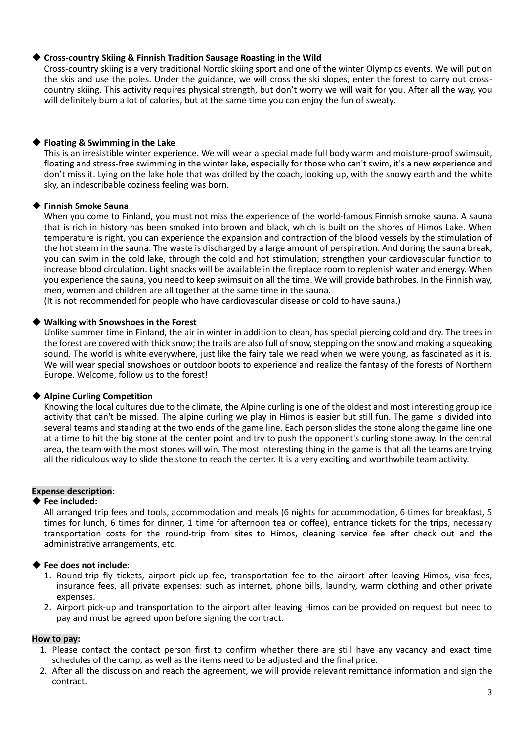◆ **Cross-country Skiing & Finnish Tradition Sausage Roasting in the Wild**

Cross-country skiing is a very traditional Nordic skiing sport and one of the winter Olympics events. We will put on the skis and use the poles. Under the guidance, we will cross the ski slopes, enter the forest to carry out cross-country skiing. This activity requires physical strength, but don't worry we will wait for you. After all the way, you will definitely burn a lot of calories, but at the same time you can enjoy the fun of sweaty.

◆ **Floating & Swimming in the Lake**

This is an irresistible winter experience. We will wear a special made full body warm and moisture-proof swimsuit, floating and stress-free swimming in the winter lake, especially for those who can't swim, it's a new experience and don't miss it. Lying on the lake hole that was drilled by the coach, looking up, with the snowy earth and the white sky, an indescribable coziness feeling was born.

◆ **Finnish Smoke Sauna**

When you come to Finland, you must not miss the experience of the world-famous Finnish smoke sauna. A sauna that is rich in history has been smoked into brown and black, which is built on the shores of Himos Lake. When temperature is right, you can experience the expansion and contraction of the blood vessels by the stimulation of the hot steam in the sauna. The waste is discharged by a large amount of perspiration. And during the sauna break, you can swim in the cold lake, through the cold and hot stimulation; strengthen your cardiovascular function to increase blood circulation. Light snacks will be available in the fireplace room to replenish water and energy. When you experience the sauna, you need to keep swimsuit on all the time. We will provide bathrobes. In the Finnish way, men, women and children are all together at the same time in the sauna.

(It is not recommended for people who have cardiovascular disease or cold to have sauna.)

◆ **Walking with Snowshoes in the Forest**

Unlike summer time in Finland, the air in winter in addition to clean, has special piercing cold and dry. The trees in the forest are covered with thick snow; the trails are also full of snow, stepping on the snow and making a squeaking sound. The world is white everywhere, just like the fairy tale we read when we were young, as fascinated as it is. We will wear special snowshoes or outdoor boots to experience and realize the fantasy of the forests of Northern Europe. Welcome, follow us to the forest!

◆ **Alpine Curling Competition**

Knowing the local cultures due to the climate, the Alpine curling is one of the oldest and most interesting group ice activity that can't be missed. The alpine curling we play in Himos is easier but still fun. The game is divided into several teams and standing at the two ends of the game line. Each person slides the stone along the game line one at a time to hit the big stone at the center point and try to push the opponent's curling stone away. In the central area, the team with the most stones will win. The most interesting thing in the game is that all the teams are trying all the ridiculous way to slide the stone to reach the center. It is a very exciting and worthwhile team activity.

**Expense description:**

◆ **Fee included:**

All arranged trip fees and tools, accommodation and meals (6 nights for accommodation, 6 times for breakfast, 5 times for lunch, 6 times for dinner, 1 time for afternoon tea or coffee), entrance tickets for the trips, necessary transportation costs for the round-trip from sites to Himos, cleaning service fee after check out and the administrative arrangements, etc.

◆ **Fee does not include:**

1. Round-trip fly tickets, airport pick-up fee, transportation fee to the airport after leaving Himos, visa fees, insurance fees, all private expenses: such as internet, phone bills, laundry, warm clothing and other private expenses.
2. Airport pick-up and transportation to the airport after leaving Himos can be provided on request but need to pay and must be agreed upon before signing the contract.

**How to pay:**

1. Please contact the contact person first to confirm whether there are still have any vacancy and exact time schedules of the camp, as well as the items need to be adjusted and the final price.
2. After all the discussion and reach the agreement, we will provide relevant remittance information and sign the contract.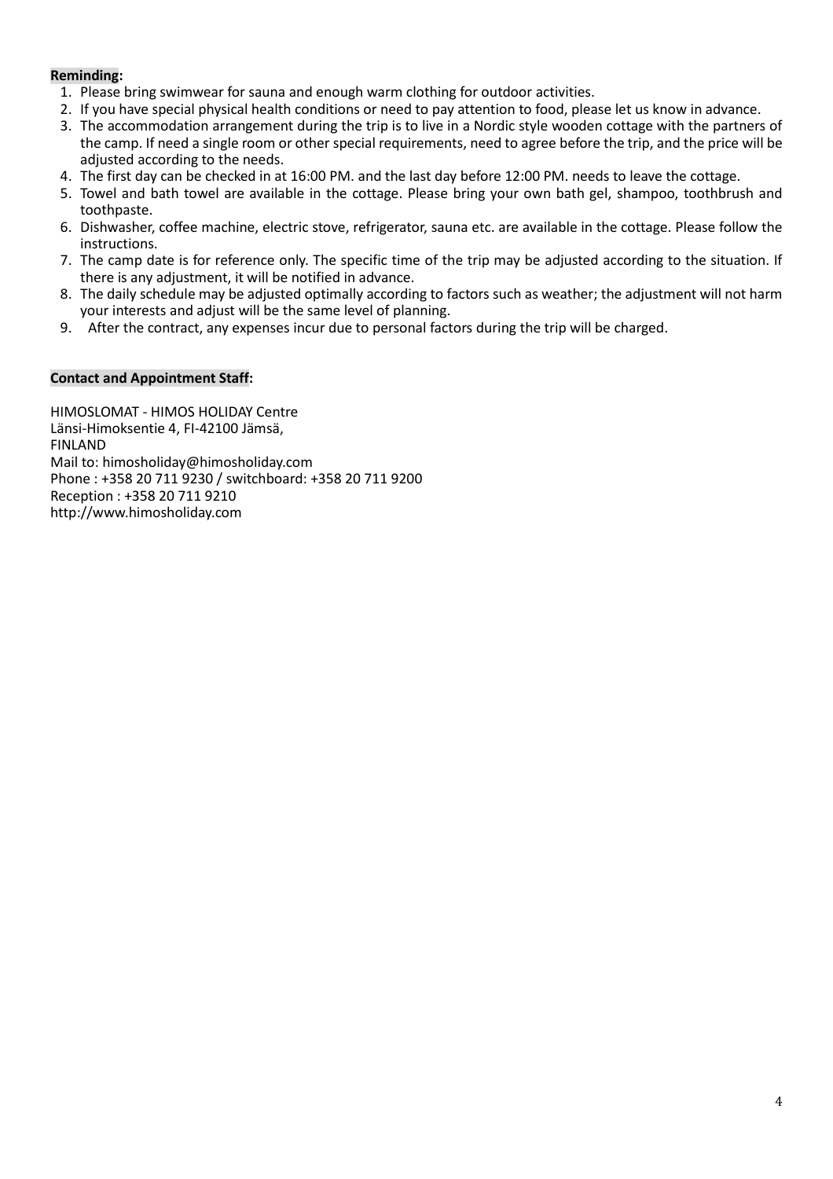**Reminding:**

1. Please bring swimwear for sauna and enough warm clothing for outdoor activities.
2. If you have special physical health conditions or need to pay attention to food, please let us know in advance.
3. The accommodation arrangement during the trip is to live in a Nordic style wooden cottage with the partners of the camp. If need a single room or other special requirements, need to agree before the trip, and the price will be adjusted according to the needs.
4. The first day can be checked in at 16:00 PM. and the last day before 12:00 PM. needs to leave the cottage.
5. Towel and bath towel are available in the cottage. Please bring your own bath gel, shampoo, toothbrush and toothpaste.
6. Dishwasher, coffee machine, electric stove, refrigerator, sauna etc. are available in the cottage. Please follow the instructions.
7. The camp date is for reference only. The specific time of the trip may be adjusted according to the situation. If there is any adjustment, it will be notified in advance.
8. The daily schedule may be adjusted optimally according to factors such as weather; the adjustment will not harm your interests and adjust will be the same level of planning.
9. After the contract, any expenses incur due to personal factors during the trip will be charged.

**Contact and Appointment Staff:**

HIMOSLOMAT - HIMOS HOLIDAY Centre
Länsi-Himoksentie 4, FI-42100 Jämsä,
FINLAND
Mail to: himosholiday@himosholiday.com
Phone : +358 20 711 9230 / switchboard: +358 20 711 9200
Reception : +358 20 711 9210
http://www.himosholiday.com